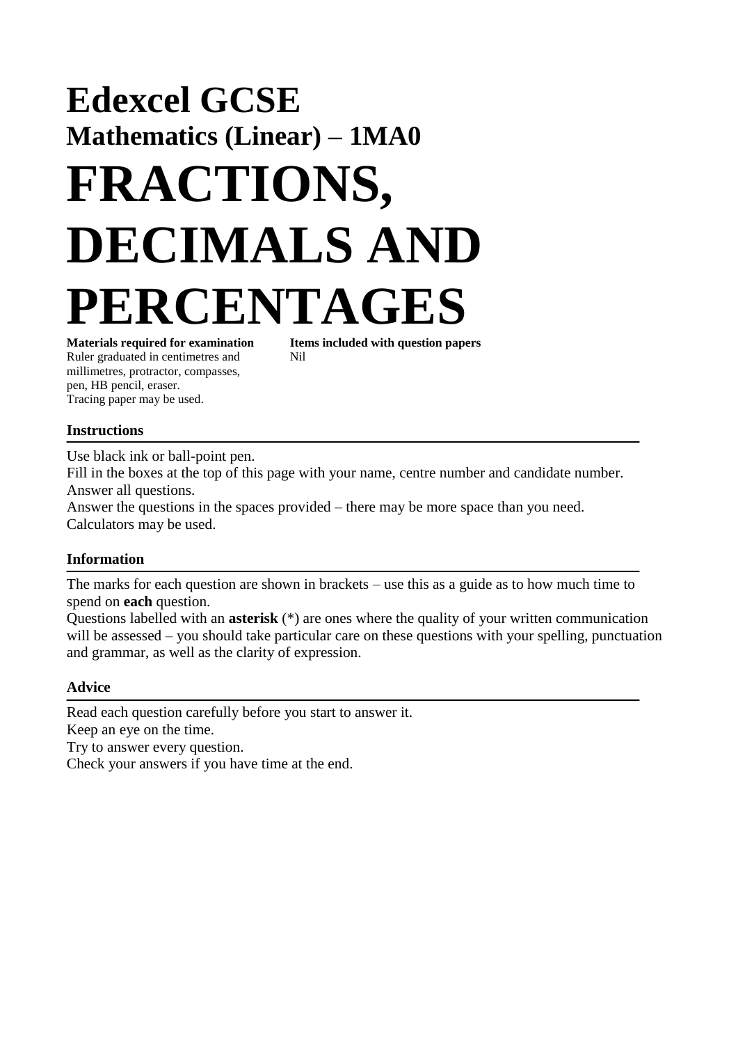# Edexcel GCSE

## Mathematics (Linear) – 1MA0

# FRACTIONS, DECIMALS AND PERCENTAGES

**Materials required for examination**
Ruler graduated in centimetres and millimetres, protractor, compasses, pen, HB pencil, eraser.
Tracing paper may be used.

**Items included with question papers**
Nil

### Instructions

Use black ink or ball-point pen.
Fill in the boxes at the top of this page with your name, centre number and candidate number.
Answer all questions.
Answer the questions in the spaces provided – there may be more space than you need.
Calculators may be used.

### Information

The marks for each question are shown in brackets – use this as a guide as to how much time to spend on **each** question.
Questions labelled with an **asterisk** (*) are ones where the quality of your written communication will be assessed – you should take particular care on these questions with your spelling, punctuation and grammar, as well as the clarity of expression.

### Advice

Read each question carefully before you start to answer it.
Keep an eye on the time.
Try to answer every question.
Check your answers if you have time at the end.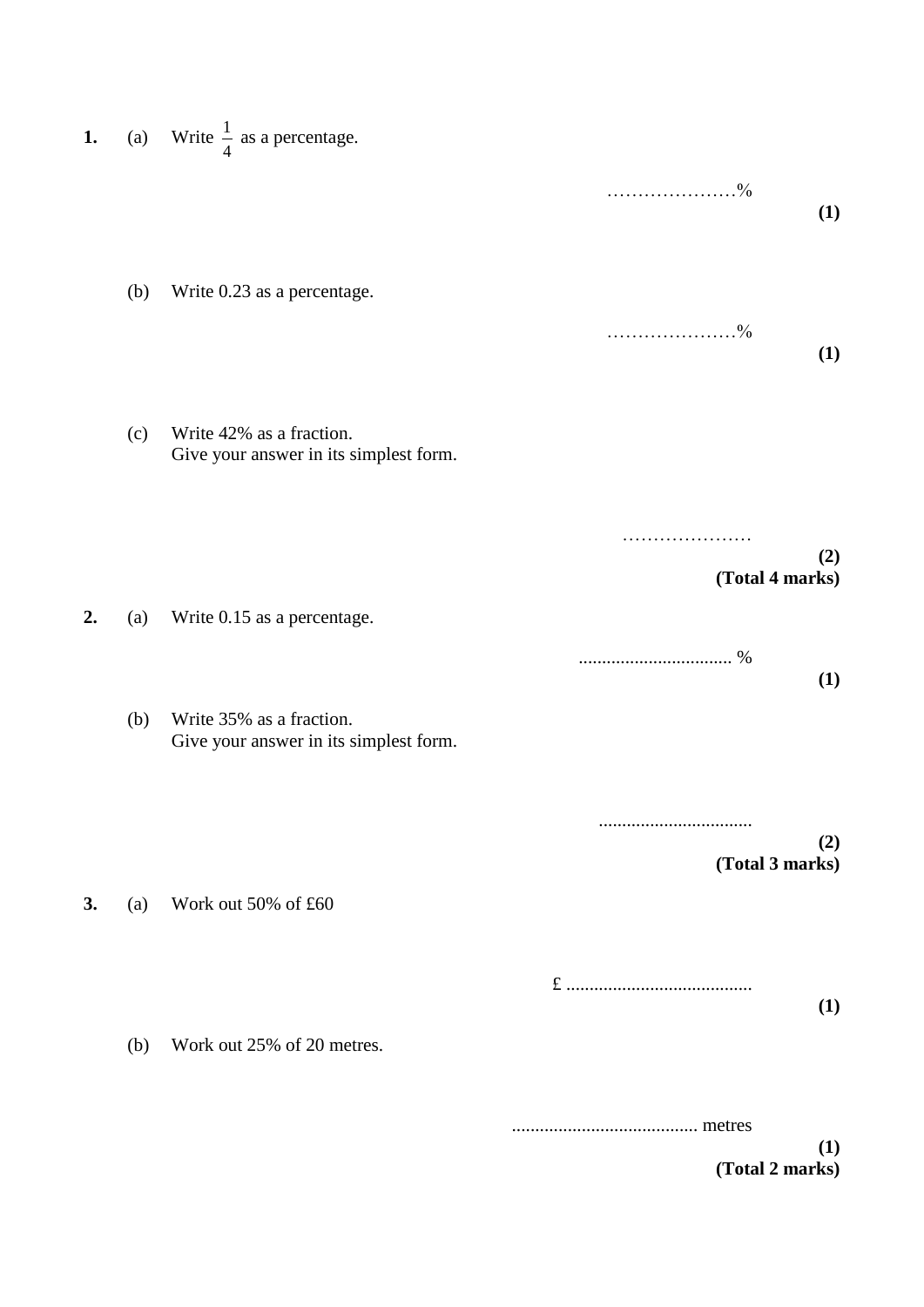**1.** (a) Write $\frac{1}{4}$ as a percentage.

…………………%

**(1)**

(b) Write 0.23 as a percentage.

…………………%

**(1)**

(c) Write 42% as a fraction.
Give your answer in its simplest form.

…………………

**(2)**
**(Total 4 marks)**

**2.** (a) Write 0.15 as a percentage.

................................ %

**(1)**

(b) Write 35% as a fraction.
Give your answer in its simplest form.

................................

**(2)**
**(Total 3 marks)**

**3.** (a) Work out 50% of £60

£ ........................................

**(1)**

(b) Work out 25% of 20 metres.

........................................ metres

**(1)**
**(Total 2 marks)**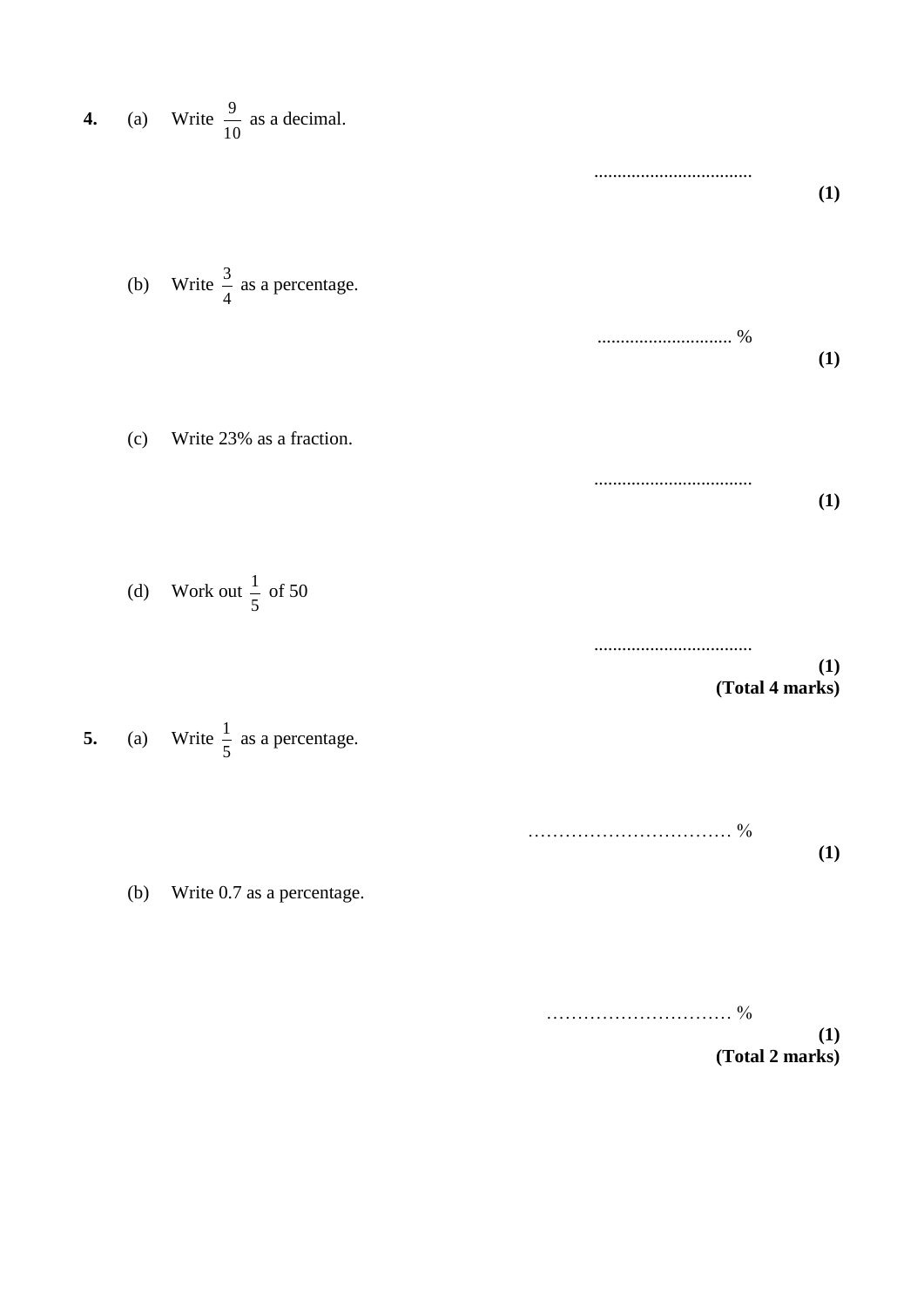**4.** (a) Write $\frac{9}{10}$ as a decimal.

..................................

**(1)**

(b) Write $\frac{3}{4}$ as a percentage.

............................. %

**(1)**

(c) Write 23% as a fraction.

..................................

**(1)**

(d) Work out $\frac{1}{5}$ of 50

..................................

**(1)**

**(Total 4 marks)**

**5.** (a) Write $\frac{1}{5}$ as a percentage.

…………………………… %

**(1)**

(b) Write 0.7 as a percentage.

………………………… %

**(1)**

**(Total 2 marks)**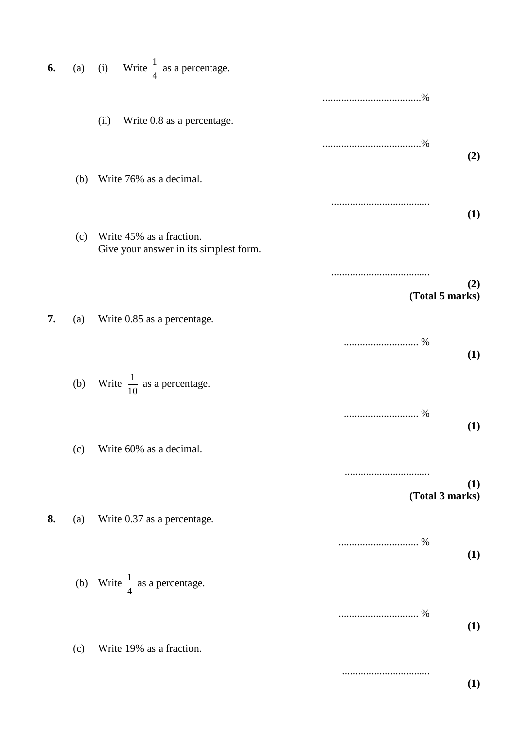**6.** (a) (i) Write $\frac{1}{4}$ as a percentage.

......................................%

(ii) Write 0.8 as a percentage.

......................................%

**(2)**

(b) Write 76% as a decimal.

......................................

**(1)**

(c) Write 45% as a fraction.
Give your answer in its simplest form.

......................................

**(2)**
**(Total 5 marks)**

**7.** (a) Write 0.85 as a percentage.

............................ %

**(1)**

(b) Write $\frac{1}{10}$ as a percentage.

............................ %

**(1)**

(c) Write 60% as a decimal.

................................

**(1)**
**(Total 3 marks)**

**8.** (a) Write 0.37 as a percentage.

.............................. %

**(1)**

(b) Write $\frac{1}{4}$ as a percentage.

.............................. %

**(1)**

(c) Write 19% as a fraction.

.................................

**(1)**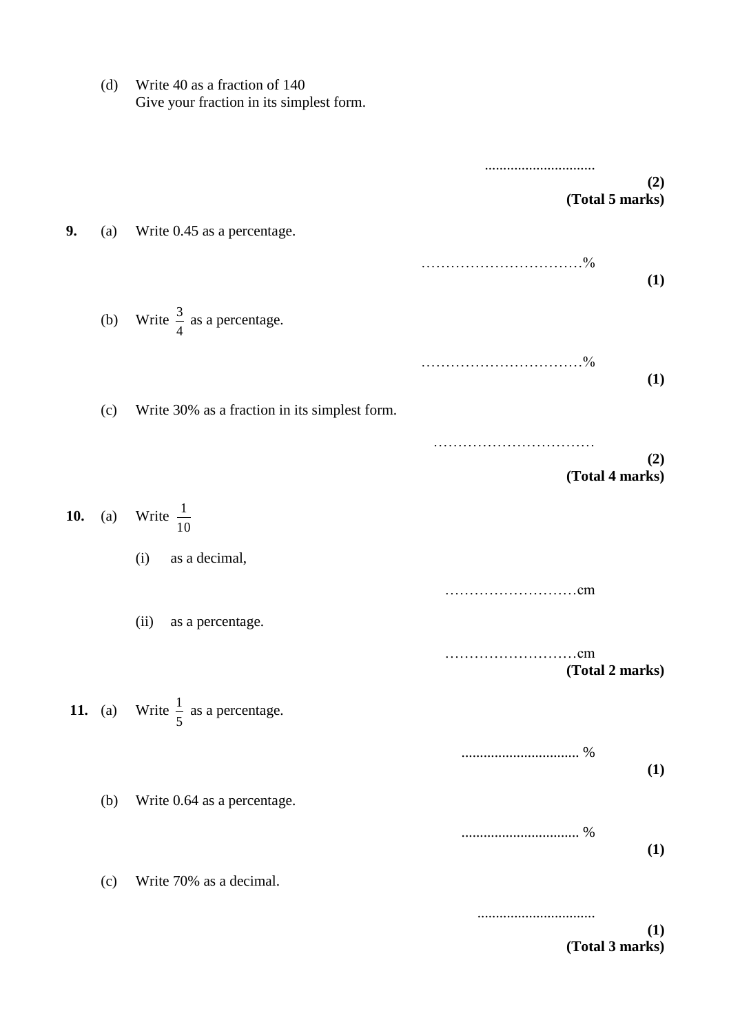(d) Write 40 as a fraction of 140
Give your fraction in its simplest form.

..............................
**(2)**
**(Total 5 marks)**

**9.** (a) Write 0.45 as a percentage.

……………………………%
**(1)**

(b) Write $\frac{3}{4}$ as a percentage.

……………………………%
**(1)**

(c) Write 30% as a fraction in its simplest form.

……………………………
**(2)**
**(Total 4 marks)**

**10.** (a) Write $\frac{1}{10}$

(i) as a decimal,

………………………cm

(ii) as a percentage.

………………………cm
**(Total 2 marks)**

**11.** (a) Write $\frac{1}{5}$ as a percentage.

................................ %
**(1)**

(b) Write 0.64 as a percentage.

................................ %
**(1)**

(c) Write 70% as a decimal.

................................
**(1)**
**(Total 3 marks)**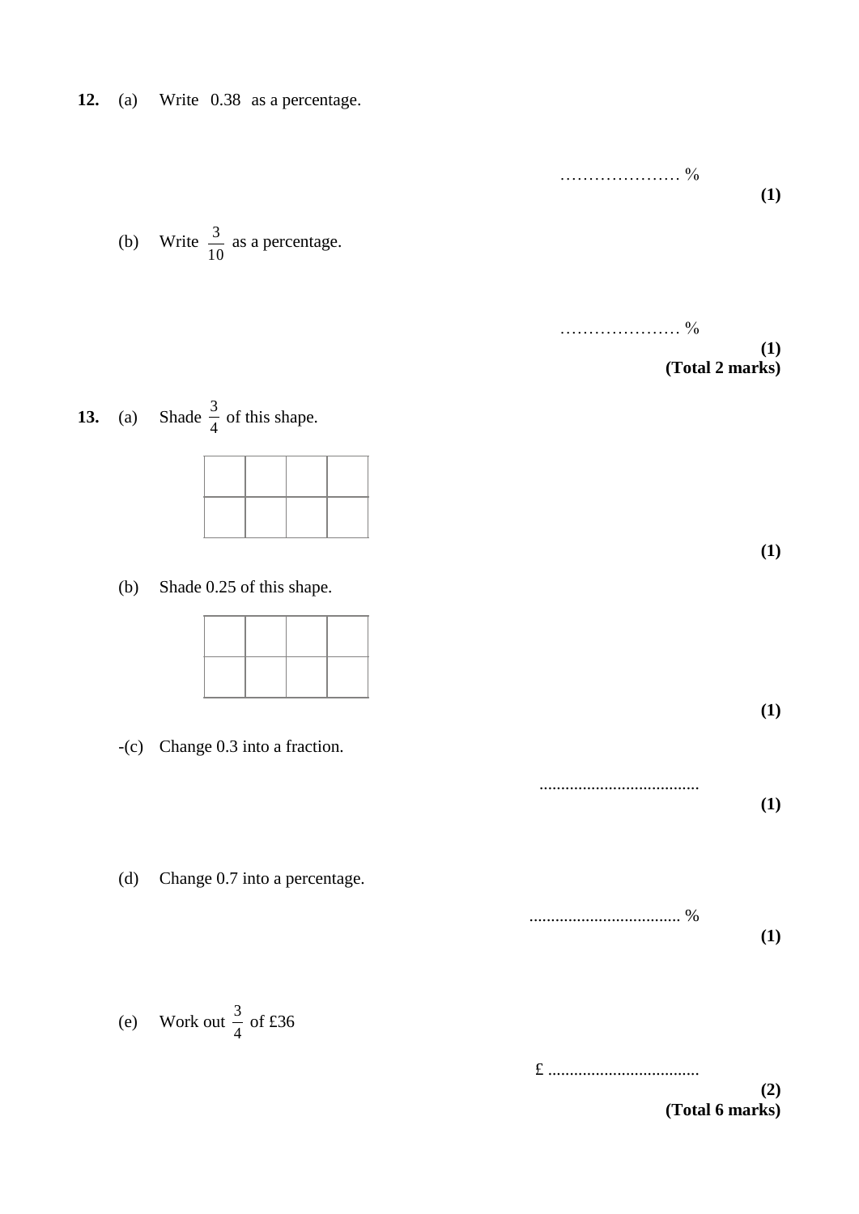**12.** (a) Write 0.38 as a percentage.

………………… %

**(1)**

(b) Write $\frac{3}{10}$ as a percentage.

………………… %

**(1)**

**(Total 2 marks)**

**13.** (a) Shade $\frac{3}{4}$ of this shape.

| | | | |
|---|---|---|---|
| | | | |

**(1)**

(b) Shade 0.25 of this shape.

| | | | |
|---|---|---|---|
| | | | |

**(1)**

-(c) Change 0.3 into a fraction.

....................................

**(1)**

(d) Change 0.7 into a percentage.

.................................. %

**(1)**

(e) Work out $\frac{3}{4}$ of £36

£ ..................................

**(2)**

**(Total 6 marks)**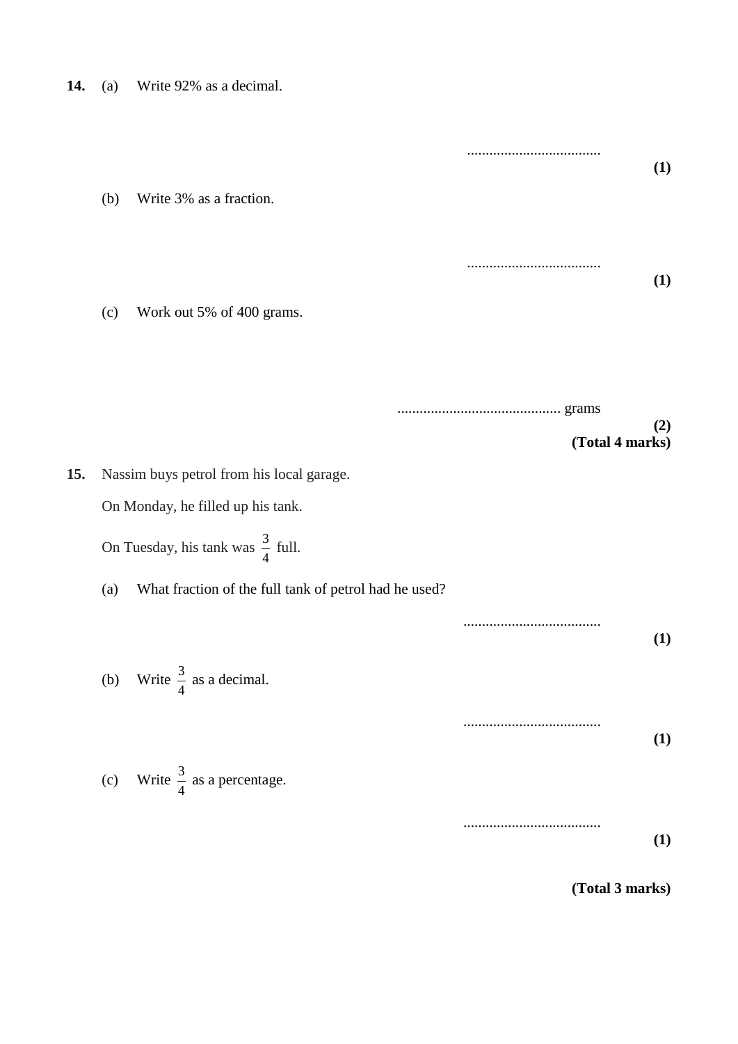**14.** (a) Write 92% as a decimal.

....................................

**(1)**

(b) Write 3% as a fraction.

....................................

**(1)**

(c) Work out 5% of 400 grams.

............................................ grams

**(2)**

**(Total 4 marks)**

**15.** Nassim buys petrol from his local garage.

On Monday, he filled up his tank.

On Tuesday, his tank was $\frac{3}{4}$ full.

(a) What fraction of the full tank of petrol had he used?

.....................................

**(1)**

(b) Write $\frac{3}{4}$ as a decimal.

.....................................

**(1)**

(c) Write $\frac{3}{4}$ as a percentage.

.....................................

**(1)**

**(Total 3 marks)**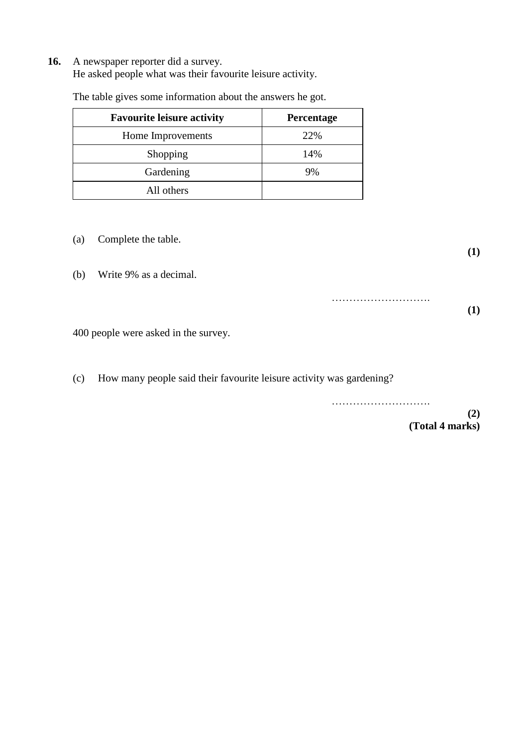**16.** A newspaper reporter did a survey.
He asked people what was their favourite leisure activity.

The table gives some information about the answers he got.

| **Favourite leisure activity** | **Percentage** |
|---|---|
| Home Improvements | 22% |
| Shopping | 14% |
| Gardening | 9% |
| All others | |

(a) Complete the table.

**(1)**

(b) Write 9% as a decimal.

……………………….

**(1)**

400 people were asked in the survey.

(c) How many people said their favourite leisure activity was gardening?

……………………….

**(2)**

**(Total 4 marks)**